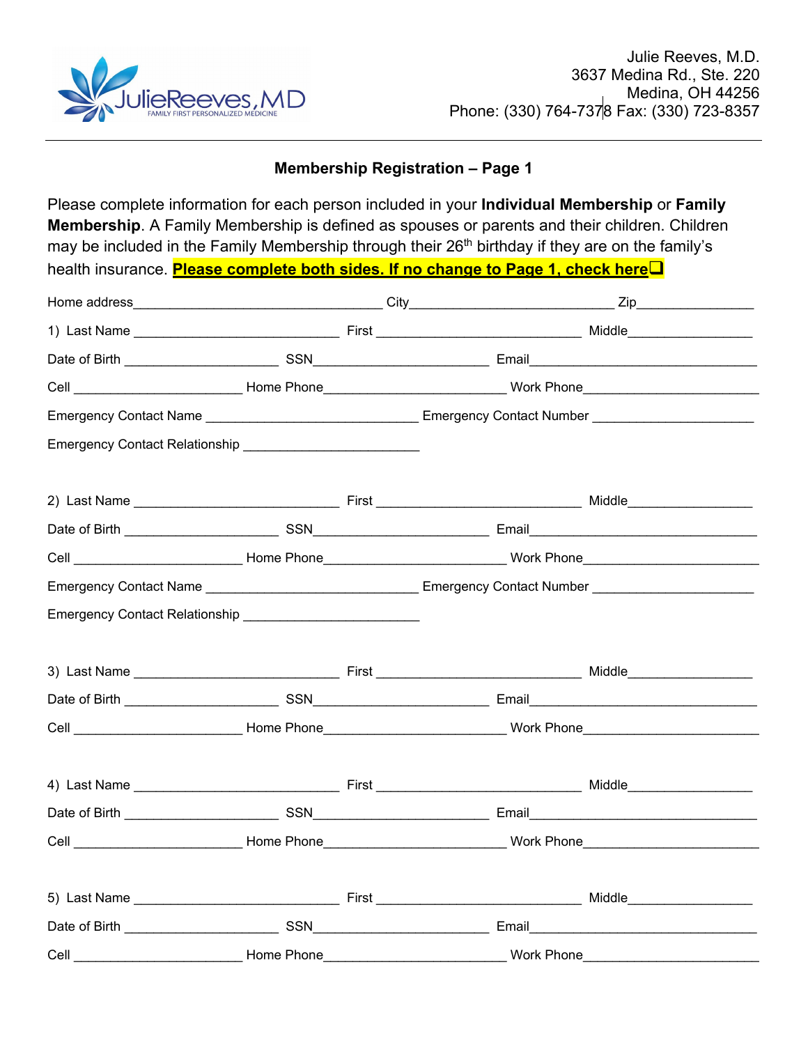Julie Reeves, M.D.
3637 Medina Rd., Ste. 220
Medina, OH 44256
Phone: (330) 764-7378 Fax: (330) 723-8357

## Membership Registration – Page 1

Please complete information for each person included in your **Individual Membership** or **Family Membership**. A Family Membership is defined as spouses or parents and their children. Children may be included in the Family Membership through their 26th birthday if they are on the family's health insurance. **Please complete both sides. If no change to Page 1, check here** ❑

Home address__________________________________ City___________________________ Zip________________

1) Last Name ___________________________ First ___________________________ Middle________________

Date of Birth ____________________ SSN______________________ Email______________________________

Cell ______________________ Home Phone________________________ Work Phone______________________

Emergency Contact Name ____________________________ Emergency Contact Number _____________________

Emergency Contact Relationship _______________________

2) Last Name ___________________________ First ___________________________ Middle________________

Date of Birth ____________________ SSN______________________ Email______________________________

Cell ______________________ Home Phone________________________ Work Phone______________________

Emergency Contact Name ____________________________ Emergency Contact Number _____________________

Emergency Contact Relationship _______________________

3) Last Name ___________________________ First ___________________________ Middle________________

Date of Birth ____________________ SSN______________________ Email______________________________

Cell ______________________ Home Phone________________________ Work Phone______________________

4) Last Name ___________________________ First ___________________________ Middle________________

Date of Birth ____________________ SSN______________________ Email______________________________

Cell ______________________ Home Phone________________________ Work Phone______________________

5) Last Name ___________________________ First ___________________________ Middle________________

Date of Birth ____________________ SSN______________________ Email______________________________

Cell ______________________ Home Phone________________________ Work Phone______________________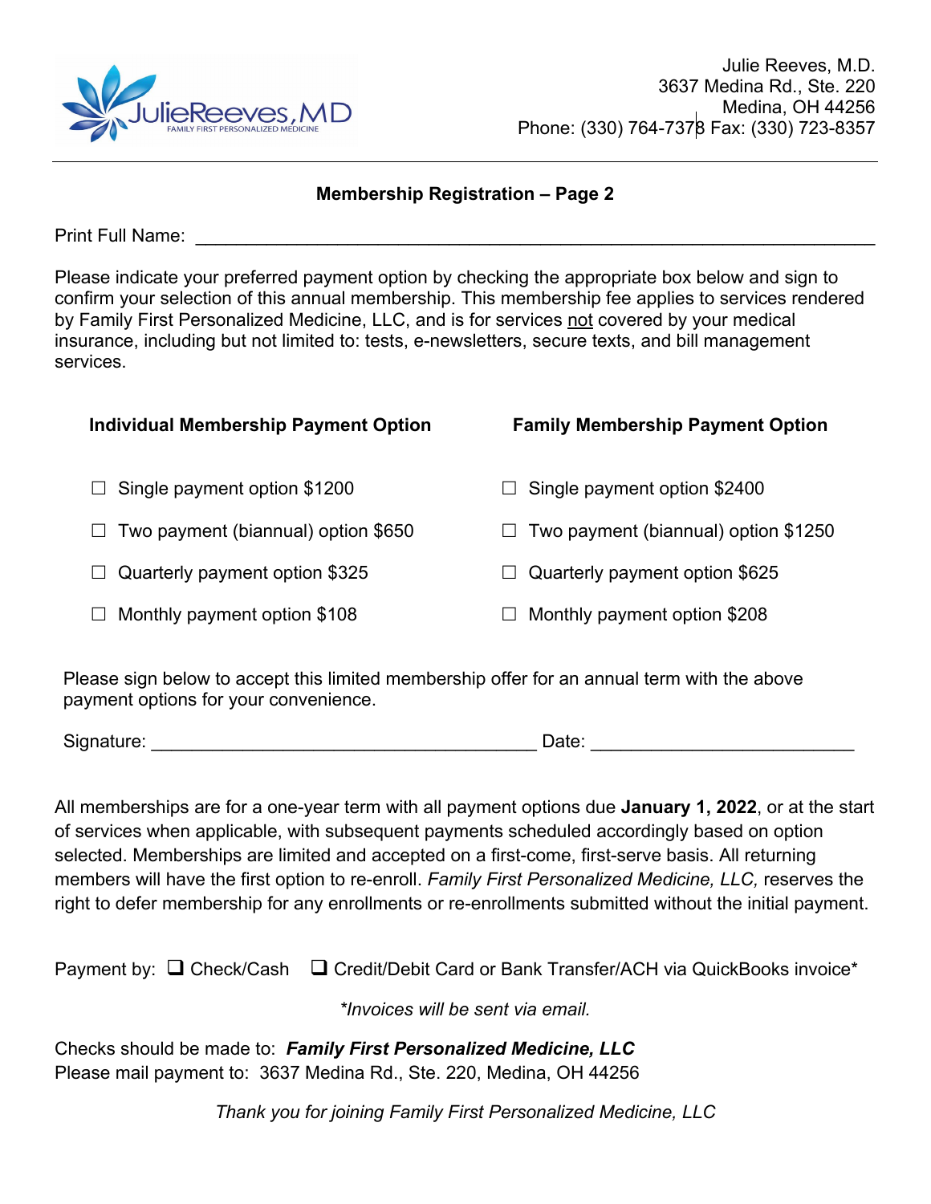Julie Reeves, M.D.
3637 Medina Rd., Ste. 220
Medina, OH 44256
Phone: (330) 764-7378 Fax: (330) 723-8357

## Membership Registration – Page 2

Print Full Name: ____________________________________________________________

Please indicate your preferred payment option by checking the appropriate box below and sign to confirm your selection of this annual membership. This membership fee applies to services rendered by Family First Personalized Medicine, LLC, and is for services not covered by your medical insurance, including but not limited to: tests, e-newsletters, secure texts, and bill management services.

| **Individual Membership Payment Option** | **Family Membership Payment Option** |
| --- | --- |
| ☐ Single payment option $1200 | ☐ Single payment option $2400 |
| ☐ Two payment (biannual) option $650 | ☐ Two payment (biannual) option $1250 |
| ☐ Quarterly payment option $325 | ☐ Quarterly payment option $625 |
| ☐ Monthly payment option $108 | ☐ Monthly payment option $208 |

Please sign below to accept this limited membership offer for an annual term with the above payment options for your convenience.

Signature: ___________________________________ Date: ________________________

All memberships are for a one-year term with all payment options due **January 1, 2022**, or at the start of services when applicable, with subsequent payments scheduled accordingly based on option selected. Memberships are limited and accepted on a first-come, first-serve basis. All returning members will have the first option to re-enroll. *Family First Personalized Medicine, LLC,* reserves the right to defer membership for any enrollments or re-enrollments submitted without the initial payment.

Payment by: ❑ Check/Cash ❑ Credit/Debit Card or Bank Transfer/ACH via QuickBooks invoice*

*\*Invoices will be sent via email.*

Checks should be made to: ***Family First Personalized Medicine, LLC***
Please mail payment to: 3637 Medina Rd., Ste. 220, Medina, OH 44256

*Thank you for joining Family First Personalized Medicine, LLC*